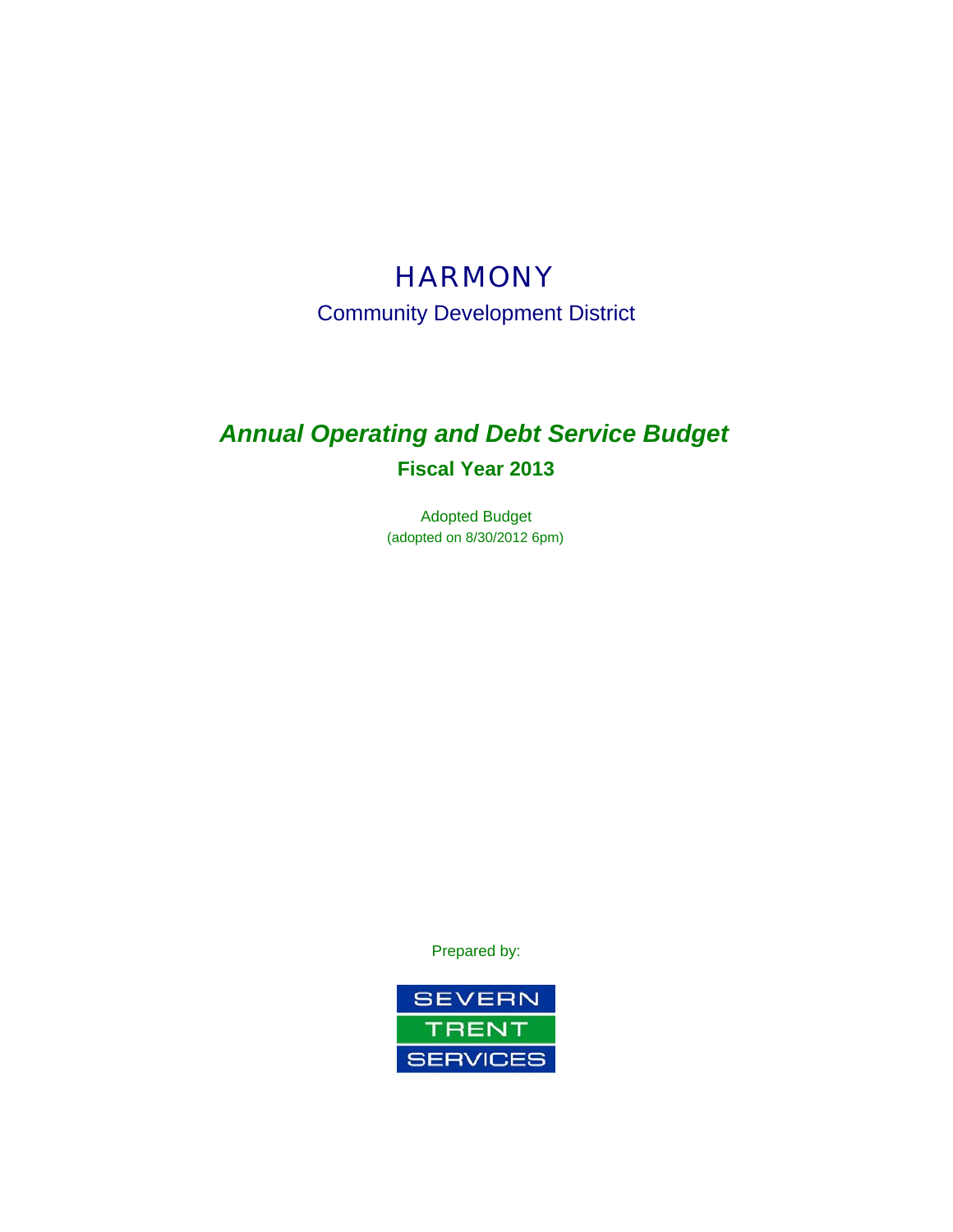# HARMONY

Community Development District

## *Annual Operating and Debt Service Budget*

**Fiscal Year 2013**

Adopted Budget

(adopted on 8/30/2012 6pm)

Prepared by:

SEVERN
TRENT
SERVICES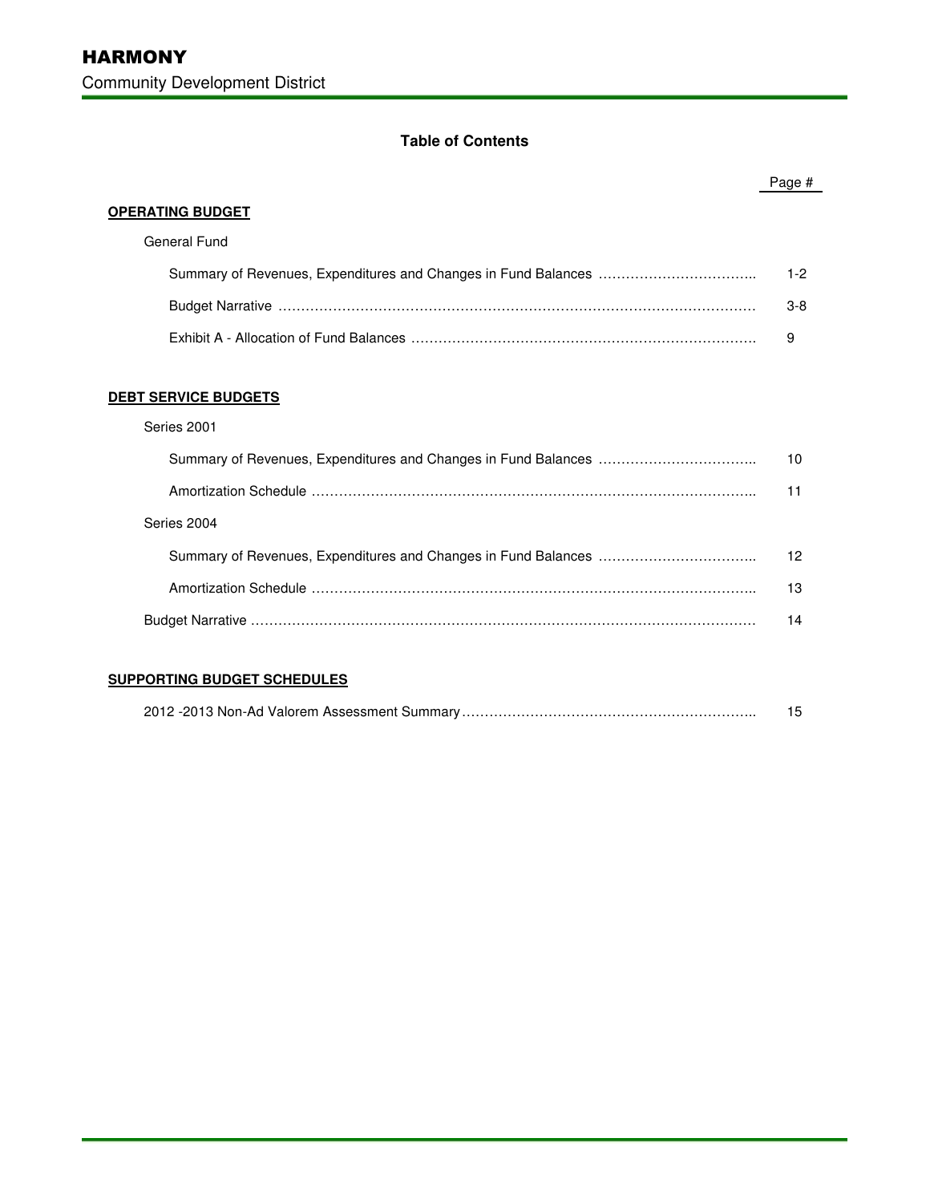# HARMONY

Community Development District

## Table of Contents

| | Page # |
|---|---|
| **OPERATING BUDGET** | |
| General Fund | |
| Summary of Revenues, Expenditures and Changes in Fund Balances | 1-2 |
| Budget Narrative | 3-8 |
| Exhibit A - Allocation of Fund Balances | 9 |
| **DEBT SERVICE BUDGETS** | |
| Series 2001 | |
| Summary of Revenues, Expenditures and Changes in Fund Balances | 10 |
| Amortization Schedule | 11 |
| Series 2004 | |
| Summary of Revenues, Expenditures and Changes in Fund Balances | 12 |
| Amortization Schedule | 13 |
| Budget Narrative | 14 |
| **SUPPORTING BUDGET SCHEDULES** | |
| 2012 -2013 Non-Ad Valorem Assessment Summary | 15 |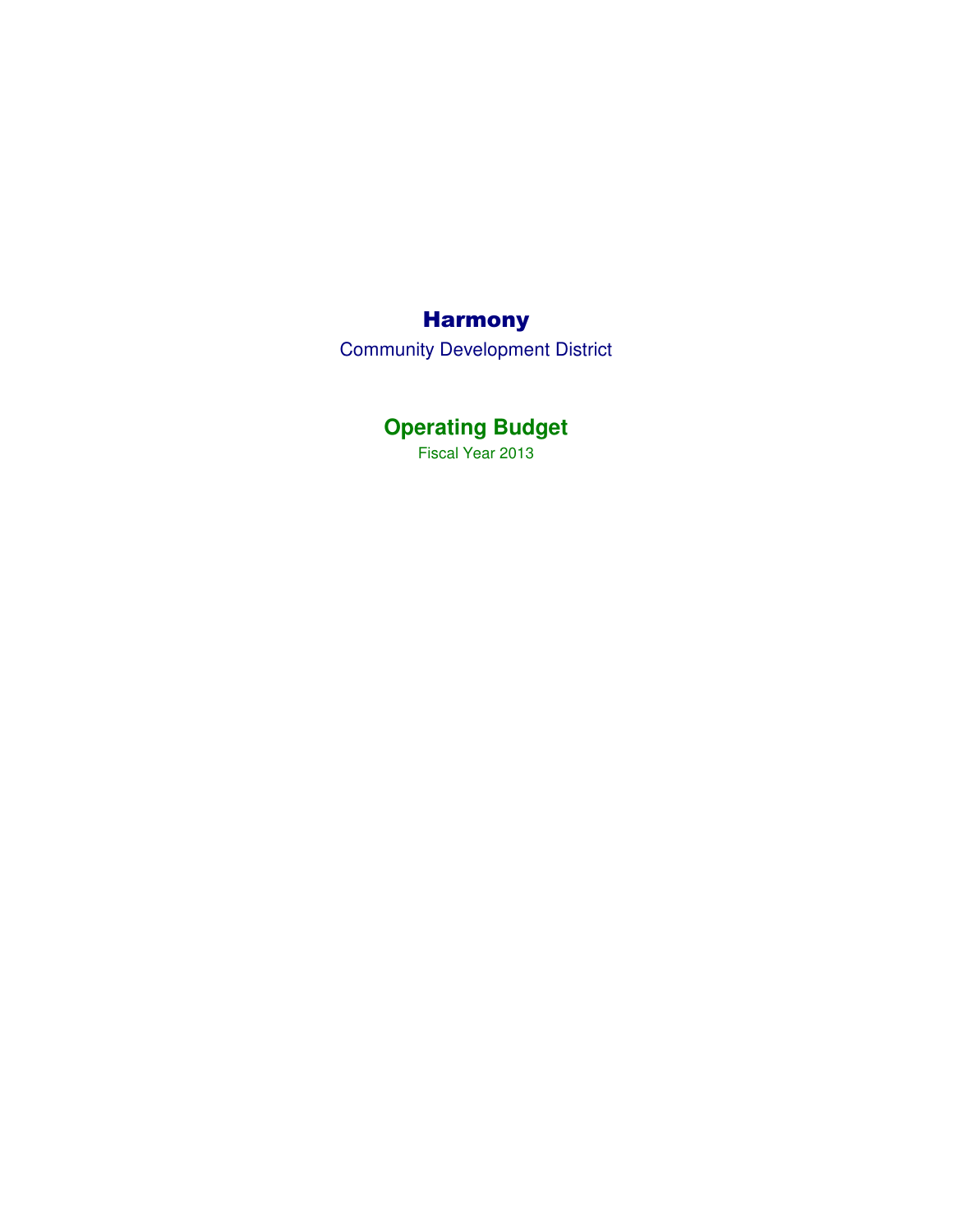# Harmony

Community Development District

## Operating Budget

Fiscal Year 2013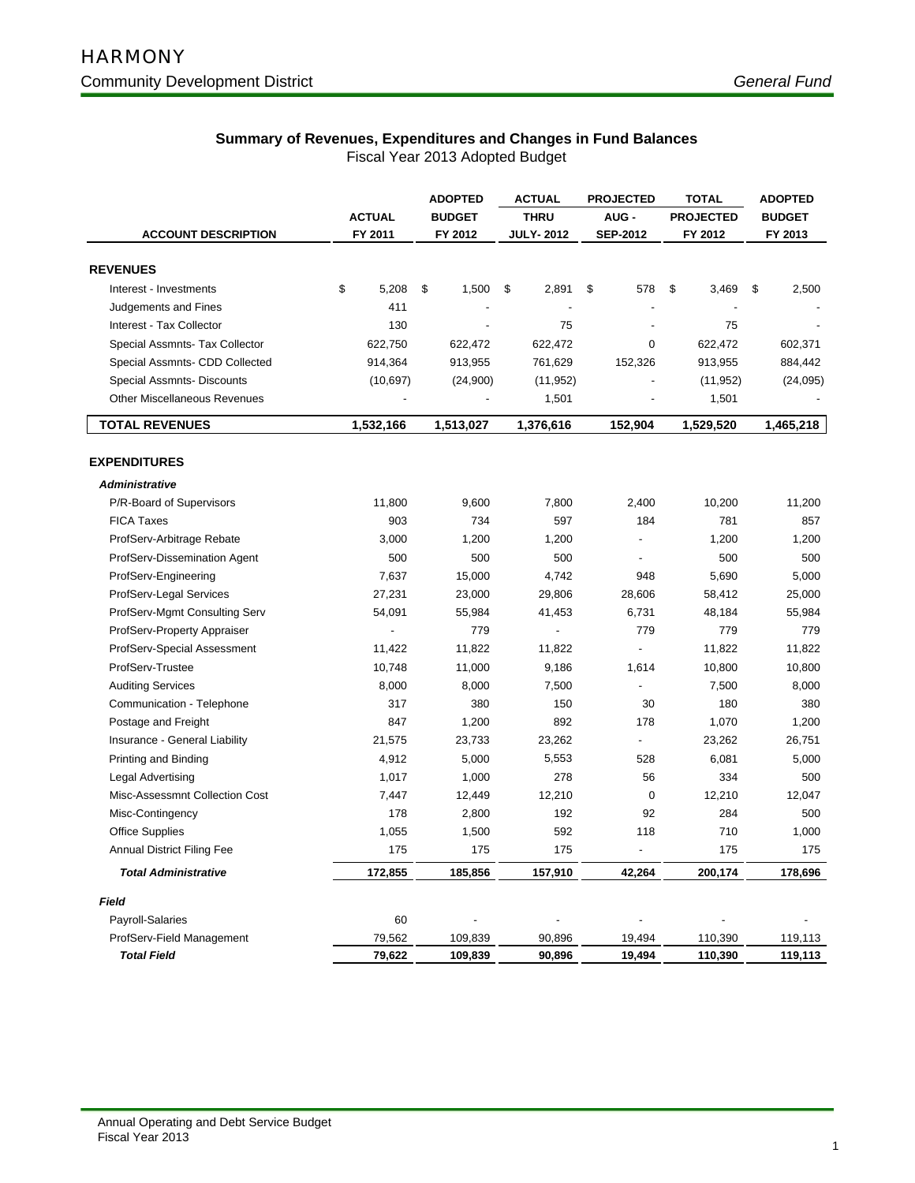# HARMONY

## Community Development District

*General Fund*

### Summary of Revenues, Expenditures and Changes in Fund Balances

Fiscal Year 2013 Adopted Budget

| ACCOUNT DESCRIPTION | ACTUAL FY 2011 | ADOPTED BUDGET FY 2012 | ACTUAL THRU JULY- 2012 | PROJECTED AUG - SEP-2012 | TOTAL PROJECTED FY 2012 | ADOPTED BUDGET FY 2013 |
|---|---|---|---|---|---|---|
| **REVENUES** | | | | | | |
| Interest - Investments | $ 5,208 | $ 1,500 | $ 2,891 | $ 578 | $ 3,469 | $ 2,500 |
| Judgements and Fines | 411 | - | - | - | - | - |
| Interest - Tax Collector | 130 | - | 75 | - | 75 | - |
| Special Assmnts- Tax Collector | 622,750 | 622,472 | 622,472 | 0 | 622,472 | 602,371 |
| Special Assmnts- CDD Collected | 914,364 | 913,955 | 761,629 | 152,326 | 913,955 | 884,442 |
| Special Assmnts- Discounts | (10,697) | (24,900) | (11,952) | - | (11,952) | (24,095) |
| Other Miscellaneous Revenues | - | - | 1,501 | - | 1,501 | - |
| **TOTAL REVENUES** | **1,532,166** | **1,513,027** | **1,376,616** | **152,904** | **1,529,520** | **1,465,218** |
| **EXPENDITURES** | | | | | | |
| ***Administrative*** | | | | | | |
| P/R-Board of Supervisors | 11,800 | 9,600 | 7,800 | 2,400 | 10,200 | 11,200 |
| FICA Taxes | 903 | 734 | 597 | 184 | 781 | 857 |
| ProfServ-Arbitrage Rebate | 3,000 | 1,200 | 1,200 | - | 1,200 | 1,200 |
| ProfServ-Dissemination Agent | 500 | 500 | 500 | - | 500 | 500 |
| ProfServ-Engineering | 7,637 | 15,000 | 4,742 | 948 | 5,690 | 5,000 |
| ProfServ-Legal Services | 27,231 | 23,000 | 29,806 | 28,606 | 58,412 | 25,000 |
| ProfServ-Mgmt Consulting Serv | 54,091 | 55,984 | 41,453 | 6,731 | 48,184 | 55,984 |
| ProfServ-Property Appraiser | - | 779 | - | 779 | 779 | 779 |
| ProfServ-Special Assessment | 11,422 | 11,822 | 11,822 | - | 11,822 | 11,822 |
| ProfServ-Trustee | 10,748 | 11,000 | 9,186 | 1,614 | 10,800 | 10,800 |
| Auditing Services | 8,000 | 8,000 | 7,500 | - | 7,500 | 8,000 |
| Communication - Telephone | 317 | 380 | 150 | 30 | 180 | 380 |
| Postage and Freight | 847 | 1,200 | 892 | 178 | 1,070 | 1,200 |
| Insurance - General Liability | 21,575 | 23,733 | 23,262 | - | 23,262 | 26,751 |
| Printing and Binding | 4,912 | 5,000 | 5,553 | 528 | 6,081 | 5,000 |
| Legal Advertising | 1,017 | 1,000 | 278 | 56 | 334 | 500 |
| Misc-Assessmnt Collection Cost | 7,447 | 12,449 | 12,210 | 0 | 12,210 | 12,047 |
| Misc-Contingency | 178 | 2,800 | 192 | 92 | 284 | 500 |
| Office Supplies | 1,055 | 1,500 | 592 | 118 | 710 | 1,000 |
| Annual District Filing Fee | 175 | 175 | 175 | - | 175 | 175 |
| ***Total Administrative*** | **172,855** | **185,856** | **157,910** | **42,264** | **200,174** | **178,696** |
| ***Field*** | | | | | | |
| Payroll-Salaries | 60 | - | - | - | - | - |
| ProfServ-Field Management | 79,562 | 109,839 | 90,896 | 19,494 | 110,390 | 119,113 |
| ***Total Field*** | **79,622** | **109,839** | **90,896** | **19,494** | **110,390** | **119,113** |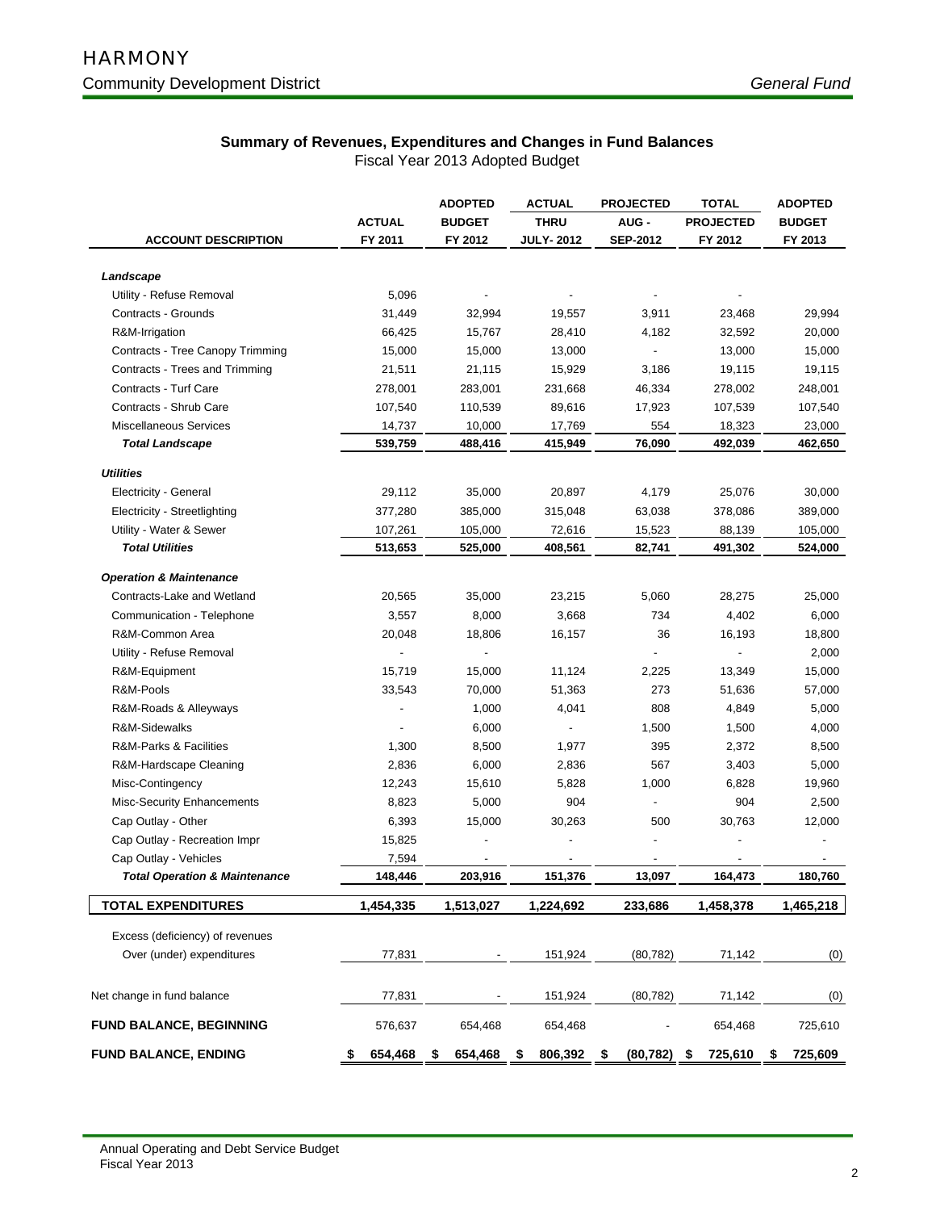# HARMONY

## Community Development District

*General Fund*

### Summary of Revenues, Expenditures and Changes in Fund Balances

Fiscal Year 2013 Adopted Budget

| ACCOUNT DESCRIPTION | ACTUAL FY 2011 | ADOPTED BUDGET FY 2012 | ACTUAL THRU JULY- 2012 | PROJECTED AUG - SEP-2012 | TOTAL PROJECTED FY 2012 | ADOPTED BUDGET FY 2013 |
|---|---|---|---|---|---|---|
| ***Landscape*** | | | | | | |
| Utility - Refuse Removal | 5,096 | - | - | - | - | |
| Contracts - Grounds | 31,449 | 32,994 | 19,557 | 3,911 | 23,468 | 29,994 |
| R&M-Irrigation | 66,425 | 15,767 | 28,410 | 4,182 | 32,592 | 20,000 |
| Contracts - Tree Canopy Trimming | 15,000 | 15,000 | 13,000 | - | 13,000 | 15,000 |
| Contracts - Trees and Trimming | 21,511 | 21,115 | 15,929 | 3,186 | 19,115 | 19,115 |
| Contracts - Turf Care | 278,001 | 283,001 | 231,668 | 46,334 | 278,002 | 248,001 |
| Contracts - Shrub Care | 107,540 | 110,539 | 89,616 | 17,923 | 107,539 | 107,540 |
| Miscellaneous Services | 14,737 | 10,000 | 17,769 | 554 | 18,323 | 23,000 |
| ***Total Landscape*** | **539,759** | **488,416** | **415,949** | **76,090** | **492,039** | **462,650** |
| ***Utilities*** | | | | | | |
| Electricity - General | 29,112 | 35,000 | 20,897 | 4,179 | 25,076 | 30,000 |
| Electricity - Streetlighting | 377,280 | 385,000 | 315,048 | 63,038 | 378,086 | 389,000 |
| Utility - Water & Sewer | 107,261 | 105,000 | 72,616 | 15,523 | 88,139 | 105,000 |
| ***Total Utilities*** | **513,653** | **525,000** | **408,561** | **82,741** | **491,302** | **524,000** |
| ***Operation & Maintenance*** | | | | | | |
| Contracts-Lake and Wetland | 20,565 | 35,000 | 23,215 | 5,060 | 28,275 | 25,000 |
| Communication - Telephone | 3,557 | 8,000 | 3,668 | 734 | 4,402 | 6,000 |
| R&M-Common Area | 20,048 | 18,806 | 16,157 | 36 | 16,193 | 18,800 |
| Utility - Refuse Removal | - | - | | - | - | 2,000 |
| R&M-Equipment | 15,719 | 15,000 | 11,124 | 2,225 | 13,349 | 15,000 |
| R&M-Pools | 33,543 | 70,000 | 51,363 | 273 | 51,636 | 57,000 |
| R&M-Roads & Alleyways | - | 1,000 | 4,041 | 808 | 4,849 | 5,000 |
| R&M-Sidewalks | - | 6,000 | - | 1,500 | 1,500 | 4,000 |
| R&M-Parks & Facilities | 1,300 | 8,500 | 1,977 | 395 | 2,372 | 8,500 |
| R&M-Hardscape Cleaning | 2,836 | 6,000 | 2,836 | 567 | 3,403 | 5,000 |
| Misc-Contingency | 12,243 | 15,610 | 5,828 | 1,000 | 6,828 | 19,960 |
| Misc-Security Enhancements | 8,823 | 5,000 | 904 | - | 904 | 2,500 |
| Cap Outlay - Other | 6,393 | 15,000 | 30,263 | 500 | 30,763 | 12,000 |
| Cap Outlay - Recreation Impr | 15,825 | - | - | - | - | - |
| Cap Outlay - Vehicles | 7,594 | - | - | - | - | - |
| ***Total Operation & Maintenance*** | **148,446** | **203,916** | **151,376** | **13,097** | **164,473** | **180,760** |
| **TOTAL EXPENDITURES** | **1,454,335** | **1,513,027** | **1,224,692** | **233,686** | **1,458,378** | **1,465,218** |
| Excess (deficiency) of revenues Over (under) expenditures | 77,831 | - | 151,924 | (80,782) | 71,142 | (0) |
| Net change in fund balance | 77,831 | - | 151,924 | (80,782) | 71,142 | (0) |
| **FUND BALANCE, BEGINNING** | 576,637 | 654,468 | 654,468 | - | 654,468 | 725,610 |
| **FUND BALANCE, ENDING** | **$ 654,468** | **$ 654,468** | **$ 806,392** | **$ (80,782)** | **$ 725,610** | **$ 725,609** |

Annual Operating and Debt Service Budget
Fiscal Year 2013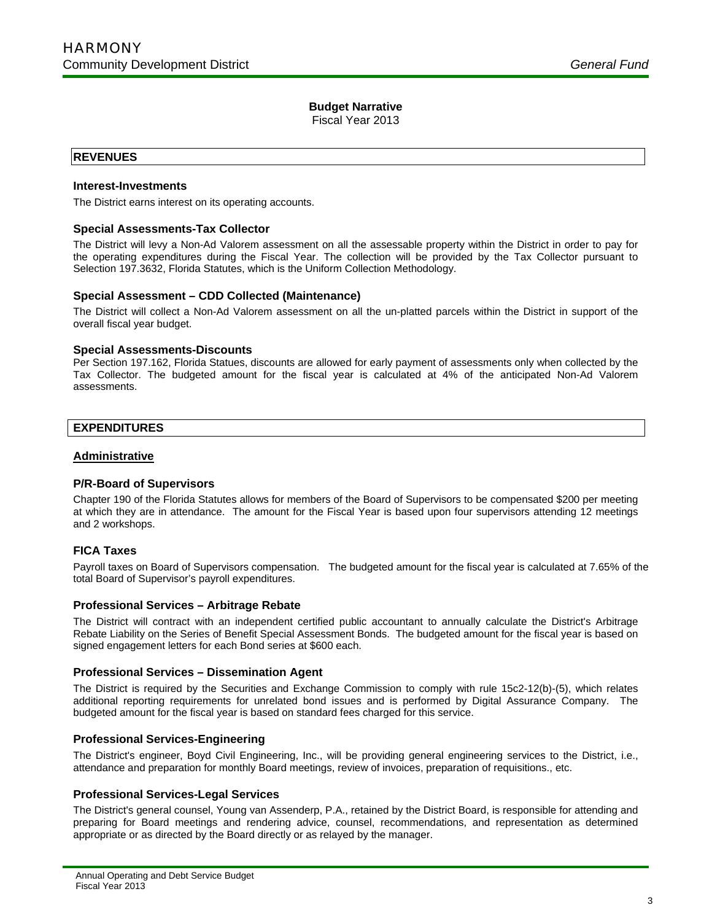# HARMONY

Community Development District

*General Fund*

## Budget Narrative

Fiscal Year 2013

## REVENUES

### Interest-Investments

The District earns interest on its operating accounts.

### Special Assessments-Tax Collector

The District will levy a Non-Ad Valorem assessment on all the assessable property within the District in order to pay for the operating expenditures during the Fiscal Year. The collection will be provided by the Tax Collector pursuant to Selection 197.3632, Florida Statutes, which is the Uniform Collection Methodology.

### Special Assessment – CDD Collected (Maintenance)

The District will collect a Non-Ad Valorem assessment on all the un-platted parcels within the District in support of the overall fiscal year budget.

### Special Assessments-Discounts

Per Section 197.162, Florida Statues, discounts are allowed for early payment of assessments only when collected by the Tax Collector. The budgeted amount for the fiscal year is calculated at 4% of the anticipated Non-Ad Valorem assessments.

## EXPENDITURES

### Administrative

### P/R-Board of Supervisors

Chapter 190 of the Florida Statutes allows for members of the Board of Supervisors to be compensated $200 per meeting at which they are in attendance. The amount for the Fiscal Year is based upon four supervisors attending 12 meetings and 2 workshops.

### FICA Taxes

Payroll taxes on Board of Supervisors compensation. The budgeted amount for the fiscal year is calculated at 7.65% of the total Board of Supervisor's payroll expenditures.

### Professional Services – Arbitrage Rebate

The District will contract with an independent certified public accountant to annually calculate the District's Arbitrage Rebate Liability on the Series of Benefit Special Assessment Bonds. The budgeted amount for the fiscal year is based on signed engagement letters for each Bond series at $600 each.

### Professional Services – Dissemination Agent

The District is required by the Securities and Exchange Commission to comply with rule 15c2-12(b)-(5), which relates additional reporting requirements for unrelated bond issues and is performed by Digital Assurance Company. The budgeted amount for the fiscal year is based on standard fees charged for this service.

### Professional Services-Engineering

The District's engineer, Boyd Civil Engineering, Inc., will be providing general engineering services to the District, i.e., attendance and preparation for monthly Board meetings, review of invoices, preparation of requisitions., etc.

### Professional Services-Legal Services

The District's general counsel, Young van Assenderp, P.A., retained by the District Board, is responsible for attending and preparing for Board meetings and rendering advice, counsel, recommendations, and representation as determined appropriate or as directed by the Board directly or as relayed by the manager.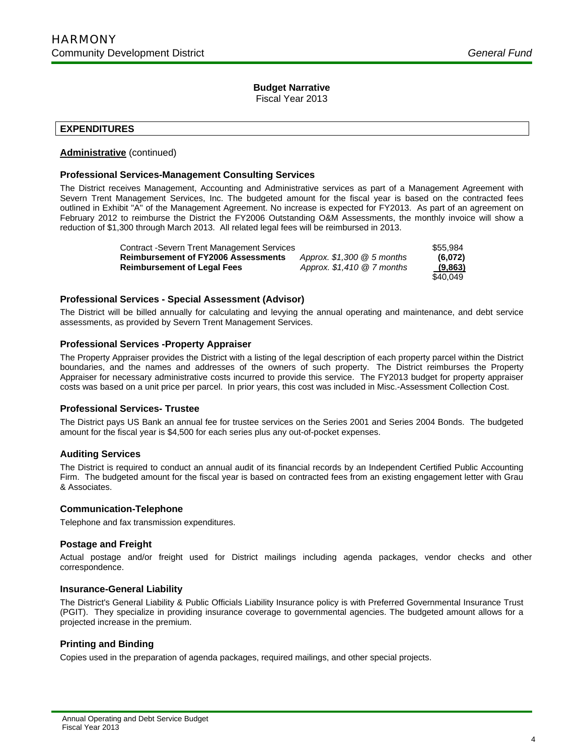## Budget Narrative

Fiscal Year 2013

### EXPENDITURES

**Administrative** (continued)

#### Professional Services-Management Consulting Services

The District receives Management, Accounting and Administrative services as part of a Management Agreement with Severn Trent Management Services, Inc. The budgeted amount for the fiscal year is based on the contracted fees outlined in Exhibit "A" of the Management Agreement. No increase is expected for FY2013. As part of an agreement on February 2012 to reimburse the District the FY2006 Outstanding O&M Assessments, the monthly invoice will show a reduction of $1,300 through March 2013. All related legal fees will be reimbursed in 2013.

| | | |
|---|---|---|
| Contract -Severn Trent Management Services | | $55,984 |
| **Reimbursement of FY2006 Assessments** | *Approx. $1,300 @ 5 months* | **(6,072)** |
| **Reimbursement of Legal Fees** | *Approx. $1,410 @ 7 months* | **(9,863)** |
| | | $40,049 |

#### Professional Services - Special Assessment (Advisor)

The District will be billed annually for calculating and levying the annual operating and maintenance, and debt service assessments, as provided by Severn Trent Management Services.

#### Professional Services -Property Appraiser

The Property Appraiser provides the District with a listing of the legal description of each property parcel within the District boundaries, and the names and addresses of the owners of such property. The District reimburses the Property Appraiser for necessary administrative costs incurred to provide this service. The FY2013 budget for property appraiser costs was based on a unit price per parcel. In prior years, this cost was included in Misc.-Assessment Collection Cost.

#### Professional Services- Trustee

The District pays US Bank an annual fee for trustee services on the Series 2001 and Series 2004 Bonds. The budgeted amount for the fiscal year is $4,500 for each series plus any out-of-pocket expenses.

#### Auditing Services

The District is required to conduct an annual audit of its financial records by an Independent Certified Public Accounting Firm. The budgeted amount for the fiscal year is based on contracted fees from an existing engagement letter with Grau & Associates.

#### Communication-Telephone

Telephone and fax transmission expenditures.

#### Postage and Freight

Actual postage and/or freight used for District mailings including agenda packages, vendor checks and other correspondence.

#### Insurance-General Liability

The District's General Liability & Public Officials Liability Insurance policy is with Preferred Governmental Insurance Trust (PGIT). They specialize in providing insurance coverage to governmental agencies. The budgeted amount allows for a projected increase in the premium.

#### Printing and Binding

Copies used in the preparation of agenda packages, required mailings, and other special projects.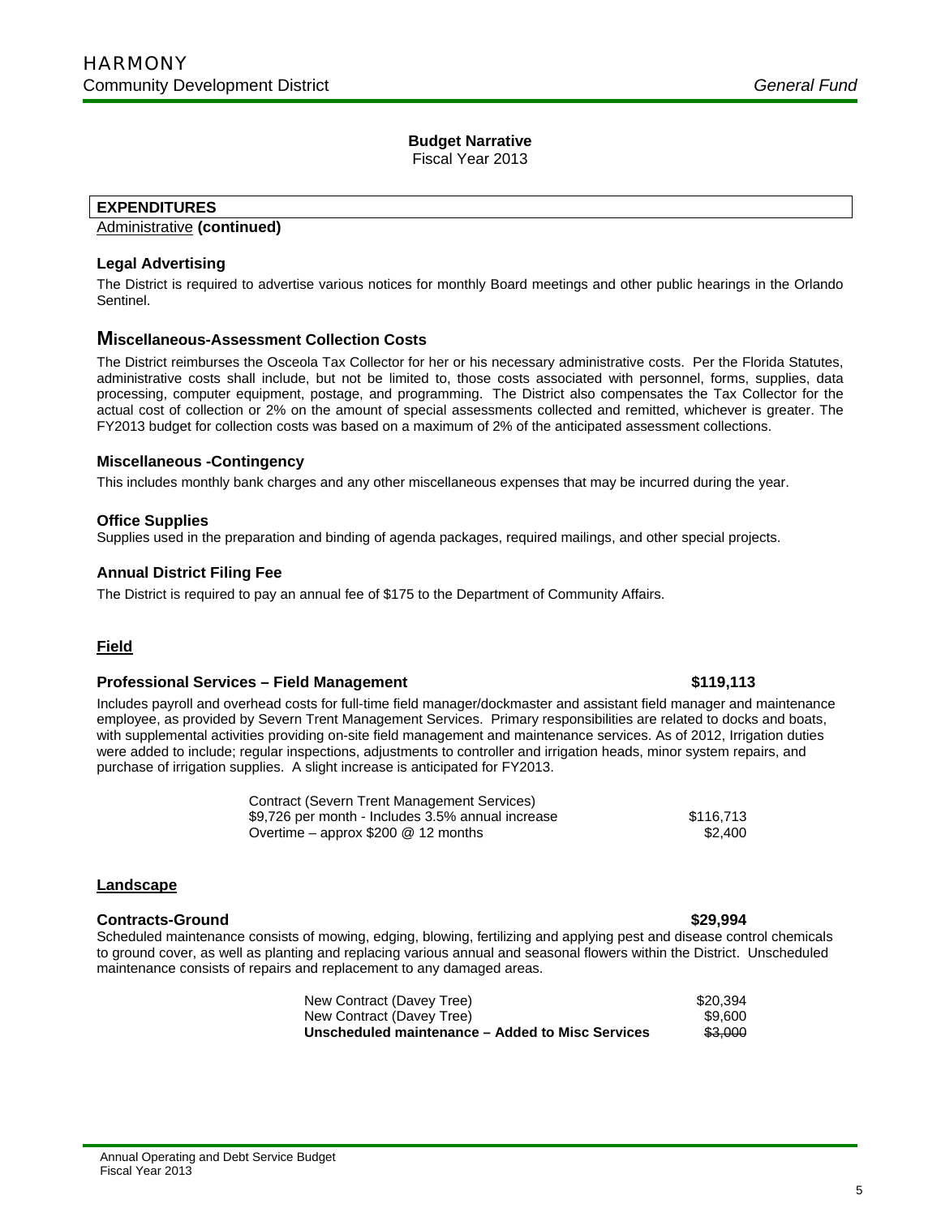## Budget Narrative

Fiscal Year 2013

**EXPENDITURES**

Administrative **(continued)**

### Legal Advertising

The District is required to advertise various notices for monthly Board meetings and other public hearings in the Orlando Sentinel.

### Miscellaneous-Assessment Collection Costs

The District reimburses the Osceola Tax Collector for her or his necessary administrative costs. Per the Florida Statutes, administrative costs shall include, but not be limited to, those costs associated with personnel, forms, supplies, data processing, computer equipment, postage, and programming. The District also compensates the Tax Collector for the actual cost of collection or 2% on the amount of special assessments collected and remitted, whichever is greater. The FY2013 budget for collection costs was based on a maximum of 2% of the anticipated assessment collections.

### Miscellaneous -Contingency

This includes monthly bank charges and any other miscellaneous expenses that may be incurred during the year.

### Office Supplies

Supplies used in the preparation and binding of agenda packages, required mailings, and other special projects.

### Annual District Filing Fee

The District is required to pay an annual fee of $175 to the Department of Community Affairs.

**Field**

### Professional Services – Field Management — $119,113

Includes payroll and overhead costs for full-time field manager/dockmaster and assistant field manager and maintenance employee, as provided by Severn Trent Management Services. Primary responsibilities are related to docks and boats, with supplemental activities providing on-site field management and maintenance services. As of 2012, Irrigation duties were added to include; regular inspections, adjustments to controller and irrigation heads, minor system repairs, and purchase of irrigation supplies. A slight increase is anticipated for FY2013.

| Description | Amount |
|---|---|
| Contract (Severn Trent Management Services) | |
| $9,726 per month - Includes 3.5% annual increase | $116,713 |
| Overtime – approx $200 @ 12 months | $2,400 |

**Landscape**

### Contracts-Ground — $29,994

Scheduled maintenance consists of mowing, edging, blowing, fertilizing and applying pest and disease control chemicals to ground cover, as well as planting and replacing various annual and seasonal flowers within the District. Unscheduled maintenance consists of repairs and replacement to any damaged areas.

| Description | Amount |
|---|---|
| New Contract (Davey Tree) | $20,394 |
| New Contract (Davey Tree) | $9,600 |
| **Unscheduled maintenance – Added to Misc Services** | ~~$3,000~~ |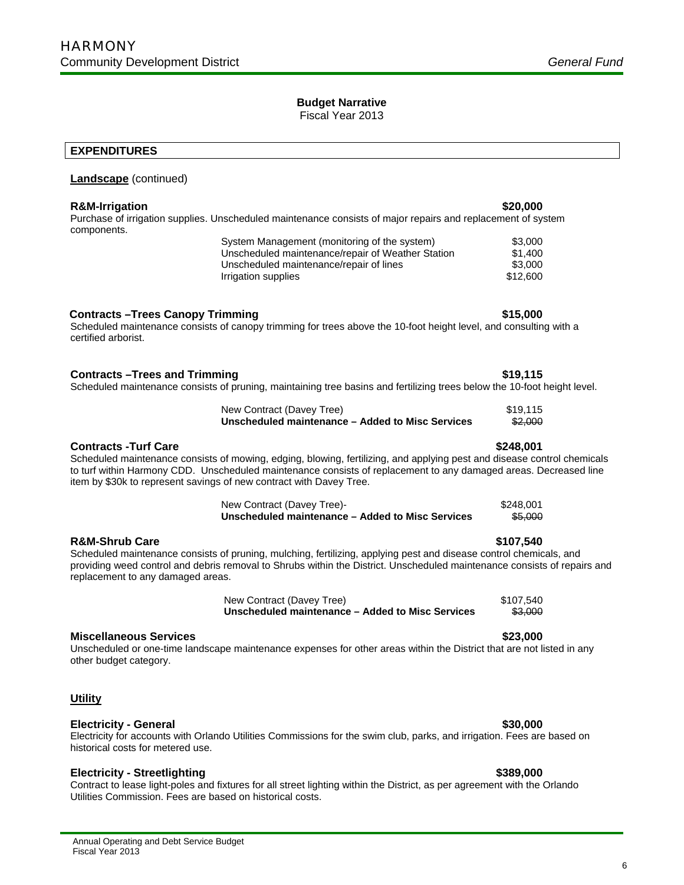## Budget Narrative

Fiscal Year 2013

**EXPENDITURES**

**Landscape** (continued)

**R&M-Irrigation** **$20,000**

Purchase of irrigation supplies. Unscheduled maintenance consists of major repairs and replacement of system components.

| | |
|---|---|
| System Management (monitoring of the system) | $3,000 |
| Unscheduled maintenance/repair of Weather Station | $1,400 |
| Unscheduled maintenance/repair of lines | $3,000 |
| Irrigation supplies | $12,600 |

**Contracts –Trees Canopy Trimming** **$15,000**

Scheduled maintenance consists of canopy trimming for trees above the 10-foot height level, and consulting with a certified arborist.

**Contracts –Trees and Trimming** **$19,115**

Scheduled maintenance consists of pruning, maintaining tree basins and fertilizing trees below the 10-foot height level.

| | |
|---|---|
| New Contract (Davey Tree) | $19,115 |
| **Unscheduled maintenance – Added to Misc Services** | ~~$2,000~~ |

**Contracts -Turf Care** **$248,001**

Scheduled maintenance consists of mowing, edging, blowing, fertilizing, and applying pest and disease control chemicals to turf within Harmony CDD. Unscheduled maintenance consists of replacement to any damaged areas. Decreased line item by $30k to represent savings of new contract with Davey Tree.

| | |
|---|---|
| New Contract (Davey Tree)- | $248,001 |
| **Unscheduled maintenance – Added to Misc Services** | ~~$5,000~~ |

**R&M-Shrub Care** **$107,540**

Scheduled maintenance consists of pruning, mulching, fertilizing, applying pest and disease control chemicals, and providing weed control and debris removal to Shrubs within the District. Unscheduled maintenance consists of repairs and replacement to any damaged areas.

| | |
|---|---|
| New Contract (Davey Tree) | $107,540 |
| **Unscheduled maintenance – Added to Misc Services** | ~~$3,000~~ |

**Miscellaneous Services** **$23,000**

Unscheduled or one-time landscape maintenance expenses for other areas within the District that are not listed in any other budget category.

**Utility**

**Electricity - General** **$30,000**

Electricity for accounts with Orlando Utilities Commissions for the swim club, parks, and irrigation. Fees are based on historical costs for metered use.

**Electricity - Streetlighting** **$389,000**

Contract to lease light-poles and fixtures for all street lighting within the District, as per agreement with the Orlando Utilities Commission. Fees are based on historical costs.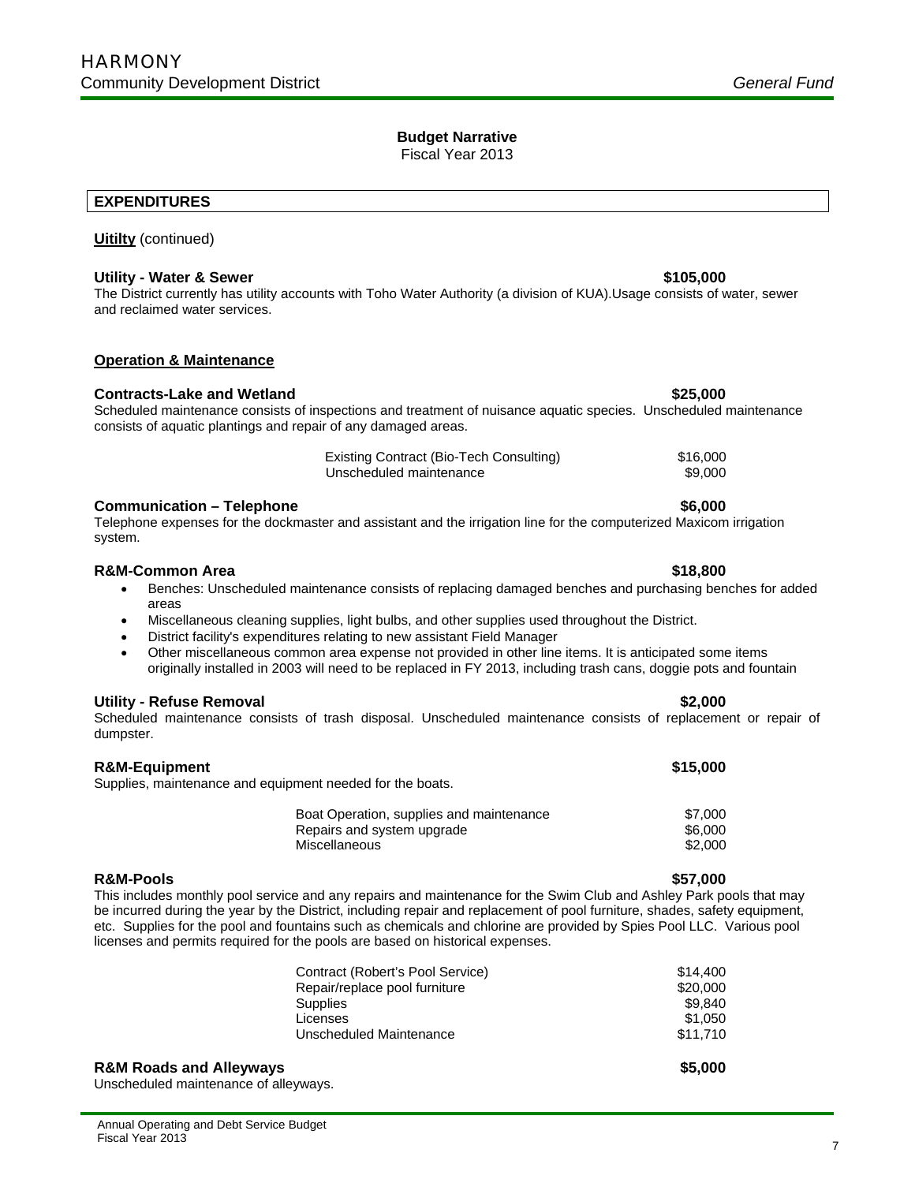## Budget Narrative

Fiscal Year 2013

### EXPENDITURES

**Uitilty** (continued)

**Utility - Water & Sewer** **$105,000**

The District currently has utility accounts with Toho Water Authority (a division of KUA).Usage consists of water, sewer and reclaimed water services.

**Operation & Maintenance**

**Contracts-Lake and Wetland** **$25,000**

Scheduled maintenance consists of inspections and treatment of nuisance aquatic species. Unscheduled maintenance consists of aquatic plantings and repair of any damaged areas.

| | |
|---|---|
| Existing Contract (Bio-Tech Consulting) | $16,000 |
| Unscheduled maintenance | $9,000 |

**Communication – Telephone** **$6,000**

Telephone expenses for the dockmaster and assistant and the irrigation line for the computerized Maxicom irrigation system.

**R&M-Common Area** **$18,800**

- Benches: Unscheduled maintenance consists of replacing damaged benches and purchasing benches for added areas
- Miscellaneous cleaning supplies, light bulbs, and other supplies used throughout the District.
- District facility's expenditures relating to new assistant Field Manager
- Other miscellaneous common area expense not provided in other line items. It is anticipated some items originally installed in 2003 will need to be replaced in FY 2013, including trash cans, doggie pots and fountain

**Utility - Refuse Removal** **$2,000**

Scheduled maintenance consists of trash disposal. Unscheduled maintenance consists of replacement or repair of dumpster.

**R&M-Equipment** **$15,000**

Supplies, maintenance and equipment needed for the boats.

| | |
|---|---|
| Boat Operation, supplies and maintenance | $7,000 |
| Repairs and system upgrade | $6,000 |
| Miscellaneous | $2,000 |

**R&M-Pools** **$57,000**

This includes monthly pool service and any repairs and maintenance for the Swim Club and Ashley Park pools that may be incurred during the year by the District, including repair and replacement of pool furniture, shades, safety equipment, etc. Supplies for the pool and fountains such as chemicals and chlorine are provided by Spies Pool LLC. Various pool licenses and permits required for the pools are based on historical expenses.

| | |
|---|---|
| Contract (Robert's Pool Service) | $14,400 |
| Repair/replace pool furniture | $20,000 |
| Supplies | $9,840 |
| Licenses | $1,050 |
| Unscheduled Maintenance | $11,710 |

**R&M Roads and Alleyways** **$5,000**

Unscheduled maintenance of alleyways.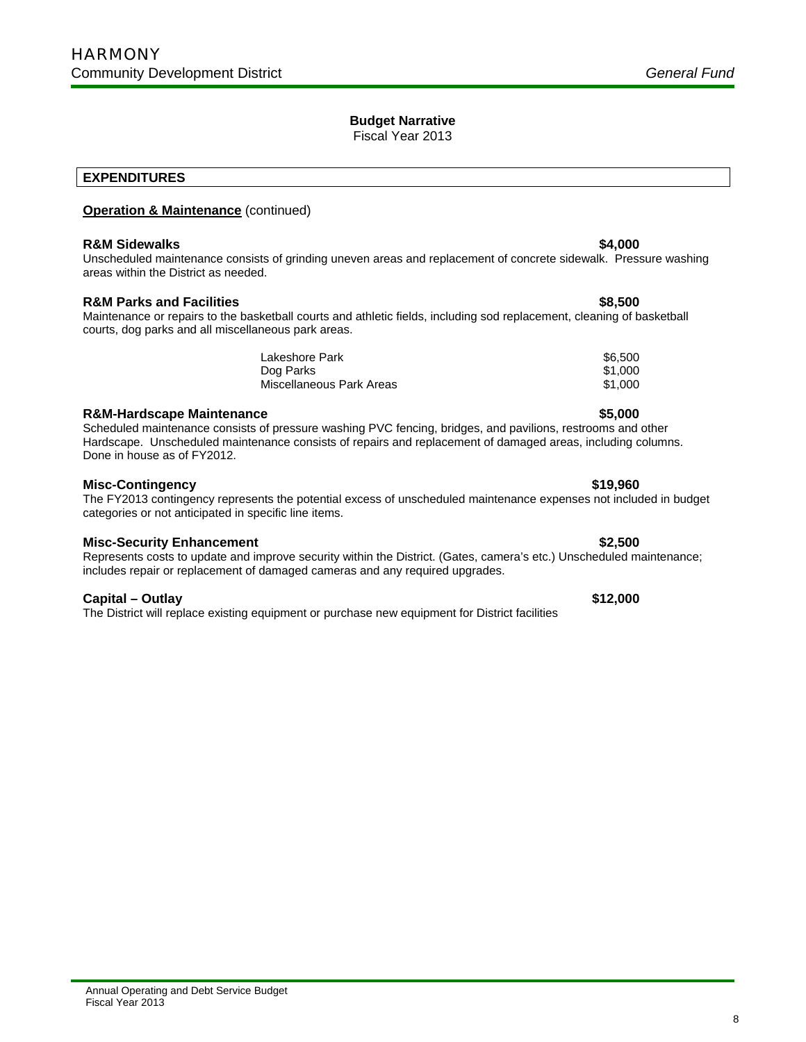## Budget Narrative

Fiscal Year 2013

### EXPENDITURES

**Operation & Maintenance** (continued)

**R&M Sidewalks** **$4,000**

Unscheduled maintenance consists of grinding uneven areas and replacement of concrete sidewalk. Pressure washing areas within the District as needed.

**R&M Parks and Facilities** **$8,500**

Maintenance or repairs to the basketball courts and athletic fields, including sod replacement, cleaning of basketball courts, dog parks and all miscellaneous park areas.

| | |
|---|---|
| Lakeshore Park | $6,500 |
| Dog Parks | $1,000 |
| Miscellaneous Park Areas | $1,000 |

**R&M-Hardscape Maintenance** **$5,000**

Scheduled maintenance consists of pressure washing PVC fencing, bridges, and pavilions, restrooms and other Hardscape. Unscheduled maintenance consists of repairs and replacement of damaged areas, including columns. Done in house as of FY2012.

**Misc-Contingency** **$19,960**

The FY2013 contingency represents the potential excess of unscheduled maintenance expenses not included in budget categories or not anticipated in specific line items.

**Misc-Security Enhancement** **$2,500**

Represents costs to update and improve security within the District. (Gates, camera's etc.) Unscheduled maintenance; includes repair or replacement of damaged cameras and any required upgrades.

**Capital – Outlay** **$12,000**

The District will replace existing equipment or purchase new equipment for District facilities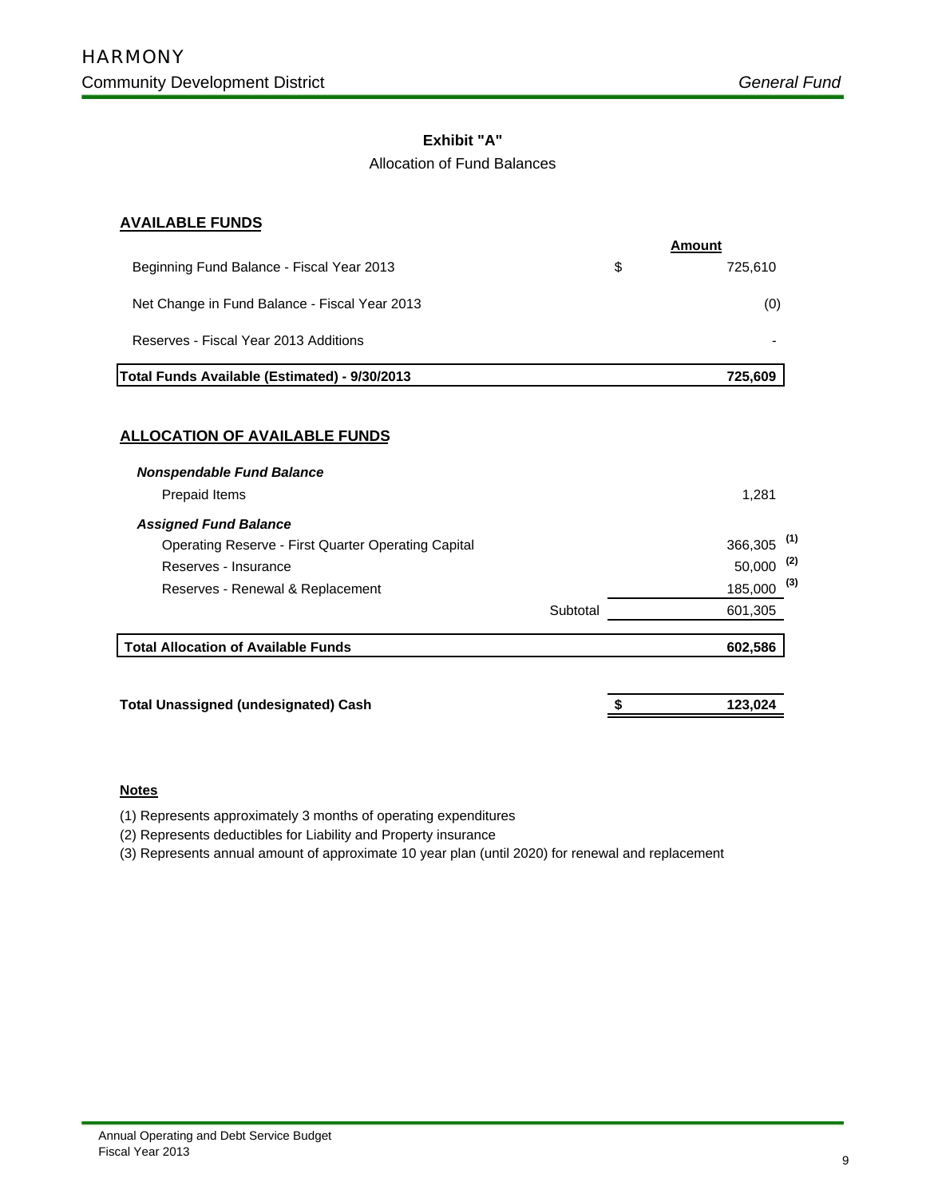## Exhibit "A"

Allocation of Fund Balances

### AVAILABLE FUNDS

| | | Amount |
|---|---|---|
| Beginning Fund Balance - Fiscal Year 2013 | $ | 725,610 |
| Net Change in Fund Balance - Fiscal Year 2013 | | (0) |
| Reserves - Fiscal Year 2013 Additions | | - |
| **Total Funds Available (Estimated) - 9/30/2013** | | **725,609** |

### ALLOCATION OF AVAILABLE FUNDS

| | | Amount |
|---|---|---|
| ***Nonspendable Fund Balance*** | | |
| Prepaid Items | | 1,281 |
| ***Assigned Fund Balance*** | | |
| Operating Reserve - First Quarter Operating Capital | | 366,305 [(1)] |
| Reserves - Insurance | | 50,000 [(2)] |
| Reserves - Renewal & Replacement | | 185,000 [(3)] |
| | Subtotal | 601,305 |
| **Total Allocation of Available Funds** | | **602,586** |
| **Total Unassigned (undesignated) Cash** | **$** | **123,024** |

**Notes**

(1) Represents approximately 3 months of operating expenditures

(2) Represents deductibles for Liability and Property insurance

(3) Represents annual amount of approximate 10 year plan (until 2020) for renewal and replacement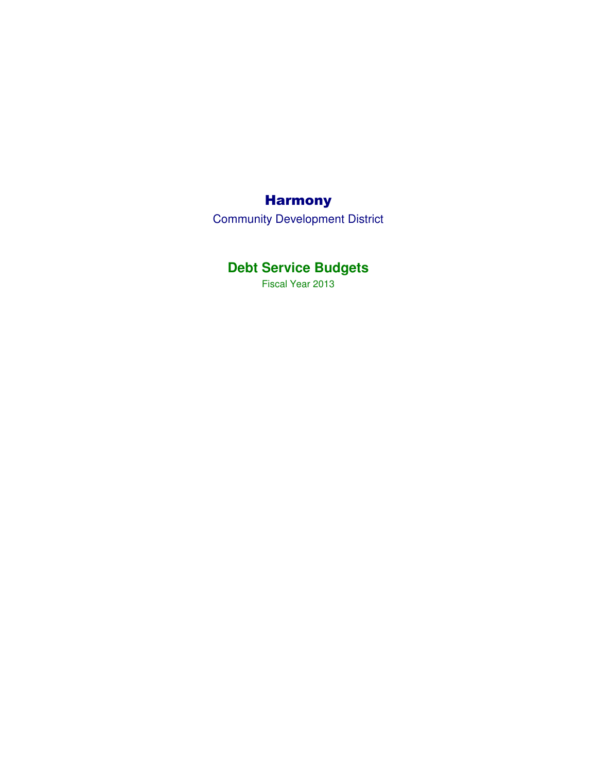# Harmony

Community Development District

## Debt Service Budgets

Fiscal Year 2013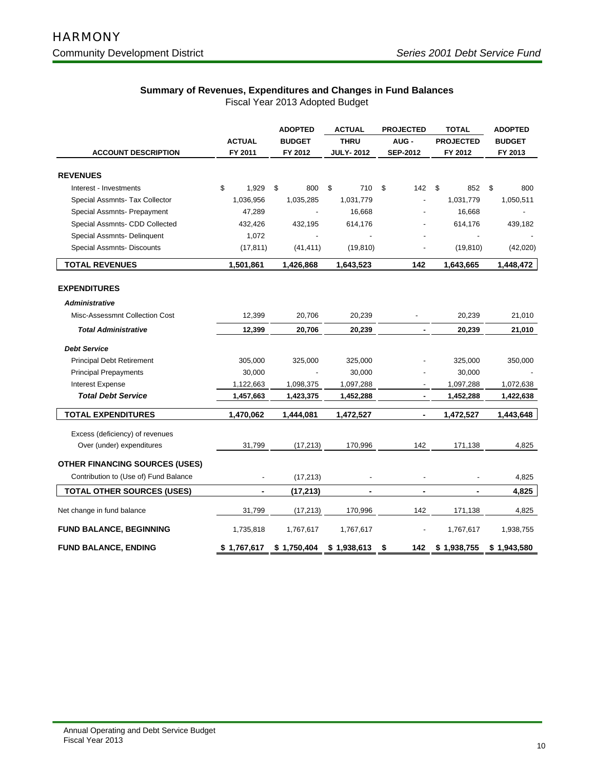# HARMONY

## Community Development District

*Series 2001 Debt Service Fund*

### Summary of Revenues, Expenditures and Changes in Fund Balances

Fiscal Year 2013 Adopted Budget

| ACCOUNT DESCRIPTION | ACTUAL FY 2011 | ADOPTED BUDGET FY 2012 | ACTUAL THRU JULY- 2012 | PROJECTED AUG - SEP-2012 | TOTAL PROJECTED FY 2012 | ADOPTED BUDGET FY 2013 |
|---|---|---|---|---|---|---|
| **REVENUES** | | | | | | |
| Interest - Investments | $ 1,929 | $ 800 | $ 710 | $ 142 | $ 852 | $ 800 |
| Special Assmnts- Tax Collector | 1,036,956 | 1,035,285 | 1,031,779 | - | 1,031,779 | 1,050,511 |
| Special Assmnts- Prepayment | 47,289 | - | 16,668 | - | 16,668 | - |
| Special Assmnts- CDD Collected | 432,426 | 432,195 | 614,176 | - | 614,176 | 439,182 |
| Special Assmnts- Delinquent | 1,072 | - | - | - | - | - |
| Special Assmnts- Discounts | (17,811) | (41,411) | (19,810) | - | (19,810) | (42,020) |
| **TOTAL REVENUES** | **1,501,861** | **1,426,868** | **1,643,523** | **142** | **1,643,665** | **1,448,472** |
| **EXPENDITURES** | | | | | | |
| ***Administrative*** | | | | | | |
| Misc-Assessmnt Collection Cost | 12,399 | 20,706 | 20,239 | - | 20,239 | 21,010 |
| ***Total Administrative*** | **12,399** | **20,706** | **20,239** | **-** | **20,239** | **21,010** |
| ***Debt Service*** | | | | | | |
| Principal Debt Retirement | 305,000 | 325,000 | 325,000 | - | 325,000 | 350,000 |
| Principal Prepayments | 30,000 | - | 30,000 | - | 30,000 | - |
| Interest Expense | 1,122,663 | 1,098,375 | 1,097,288 | - | 1,097,288 | 1,072,638 |
| ***Total Debt Service*** | **1,457,663** | **1,423,375** | **1,452,288** | **-** | **1,452,288** | **1,422,638** |
| **TOTAL EXPENDITURES** | **1,470,062** | **1,444,081** | **1,472,527** | **-** | **1,472,527** | **1,443,648** |
| Excess (deficiency) of revenues Over (under) expenditures | 31,799 | (17,213) | 170,996 | 142 | 171,138 | 4,825 |
| **OTHER FINANCING SOURCES (USES)** | | | | | | |
| Contribution to (Use of) Fund Balance | - | (17,213) | - | - | - | 4,825 |
| **TOTAL OTHER SOURCES (USES)** | **-** | **(17,213)** | **-** | **-** | **-** | **4,825** |
| Net change in fund balance | 31,799 | (17,213) | 170,996 | 142 | 171,138 | 4,825 |
| **FUND BALANCE, BEGINNING** | 1,735,818 | 1,767,617 | 1,767,617 | - | 1,767,617 | 1,938,755 |
| **FUND BALANCE, ENDING** | **$ 1,767,617** | **$ 1,750,404** | **$ 1,938,613** | **$ 142** | **$ 1,938,755** | **$ 1,943,580** |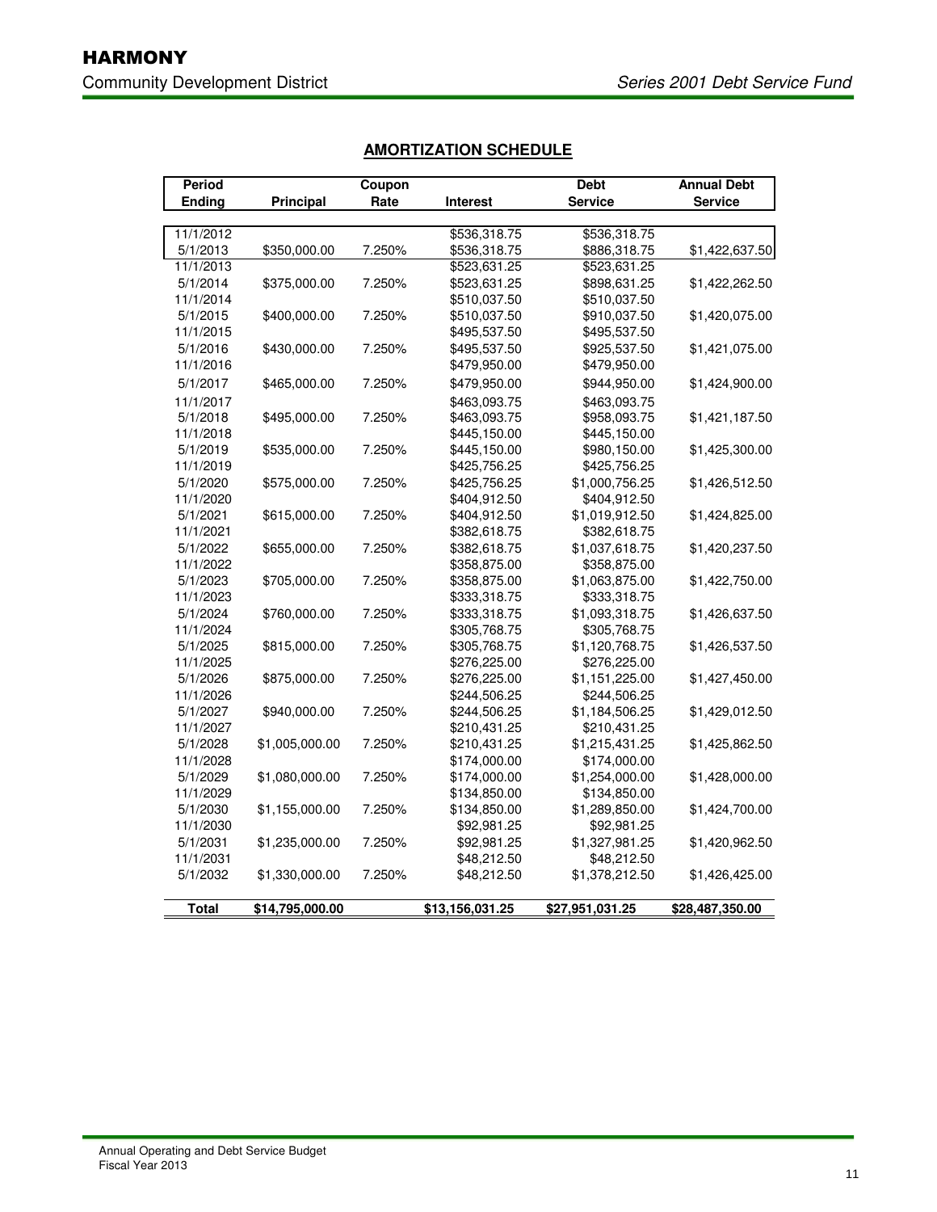# HARMONY

Community Development District

*Series 2001 Debt Service Fund*

## AMORTIZATION SCHEDULE

| Period Ending | Principal | Coupon Rate | Interest | Debt Service | Annual Debt Service |
|---|---|---|---|---|---|
| 11/1/2012 | | | $536,318.75 | $536,318.75 | |
| 5/1/2013 | $350,000.00 | 7.250% | $536,318.75 | $886,318.75 | $1,422,637.50 |
| 11/1/2013 | | | $523,631.25 | $523,631.25 | |
| 5/1/2014 | $375,000.00 | 7.250% | $523,631.25 | $898,631.25 | $1,422,262.50 |
| 11/1/2014 | | | $510,037.50 | $510,037.50 | |
| 5/1/2015 | $400,000.00 | 7.250% | $510,037.50 | $910,037.50 | $1,420,075.00 |
| 11/1/2015 | | | $495,537.50 | $495,537.50 | |
| 5/1/2016 | $430,000.00 | 7.250% | $495,537.50 | $925,537.50 | $1,421,075.00 |
| 11/1/2016 | | | $479,950.00 | $479,950.00 | |
| 5/1/2017 | $465,000.00 | 7.250% | $479,950.00 | $944,950.00 | $1,424,900.00 |
| 11/1/2017 | | | $463,093.75 | $463,093.75 | |
| 5/1/2018 | $495,000.00 | 7.250% | $463,093.75 | $958,093.75 | $1,421,187.50 |
| 11/1/2018 | | | $445,150.00 | $445,150.00 | |
| 5/1/2019 | $535,000.00 | 7.250% | $445,150.00 | $980,150.00 | $1,425,300.00 |
| 11/1/2019 | | | $425,756.25 | $425,756.25 | |
| 5/1/2020 | $575,000.00 | 7.250% | $425,756.25 | $1,000,756.25 | $1,426,512.50 |
| 11/1/2020 | | | $404,912.50 | $404,912.50 | |
| 5/1/2021 | $615,000.00 | 7.250% | $404,912.50 | $1,019,912.50 | $1,424,825.00 |
| 11/1/2021 | | | $382,618.75 | $382,618.75 | |
| 5/1/2022 | $655,000.00 | 7.250% | $382,618.75 | $1,037,618.75 | $1,420,237.50 |
| 11/1/2022 | | | $358,875.00 | $358,875.00 | |
| 5/1/2023 | $705,000.00 | 7.250% | $358,875.00 | $1,063,875.00 | $1,422,750.00 |
| 11/1/2023 | | | $333,318.75 | $333,318.75 | |
| 5/1/2024 | $760,000.00 | 7.250% | $333,318.75 | $1,093,318.75 | $1,426,637.50 |
| 11/1/2024 | | | $305,768.75 | $305,768.75 | |
| 5/1/2025 | $815,000.00 | 7.250% | $305,768.75 | $1,120,768.75 | $1,426,537.50 |
| 11/1/2025 | | | $276,225.00 | $276,225.00 | |
| 5/1/2026 | $875,000.00 | 7.250% | $276,225.00 | $1,151,225.00 | $1,427,450.00 |
| 11/1/2026 | | | $244,506.25 | $244,506.25 | |
| 5/1/2027 | $940,000.00 | 7.250% | $244,506.25 | $1,184,506.25 | $1,429,012.50 |
| 11/1/2027 | | | $210,431.25 | $210,431.25 | |
| 5/1/2028 | $1,005,000.00 | 7.250% | $210,431.25 | $1,215,431.25 | $1,425,862.50 |
| 11/1/2028 | | | $174,000.00 | $174,000.00 | |
| 5/1/2029 | $1,080,000.00 | 7.250% | $174,000.00 | $1,254,000.00 | $1,428,000.00 |
| 11/1/2029 | | | $134,850.00 | $134,850.00 | |
| 5/1/2030 | $1,155,000.00 | 7.250% | $134,850.00 | $1,289,850.00 | $1,424,700.00 |
| 11/1/2030 | | | $92,981.25 | $92,981.25 | |
| 5/1/2031 | $1,235,000.00 | 7.250% | $92,981.25 | $1,327,981.25 | $1,420,962.50 |
| 11/1/2031 | | | $48,212.50 | $48,212.50 | |
| 5/1/2032 | $1,330,000.00 | 7.250% | $48,212.50 | $1,378,212.50 | $1,426,425.00 |
| **Total** | **$14,795,000.00** | | **$13,156,031.25** | **$27,951,031.25** | **$28,487,350.00** |

Annual Operating and Debt Service Budget
Fiscal Year 2013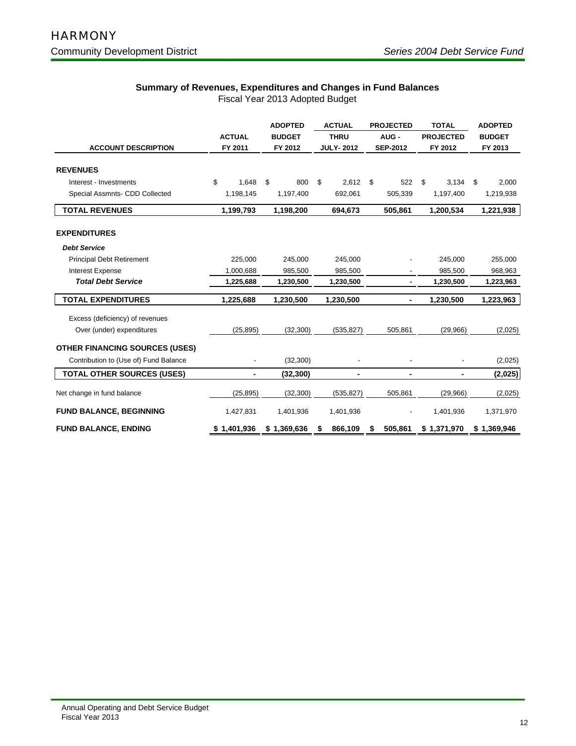# HARMONY

## Community Development District

*Series 2004 Debt Service Fund*

### Summary of Revenues, Expenditures and Changes in Fund Balances

Fiscal Year 2013 Adopted Budget

| ACCOUNT DESCRIPTION | ACTUAL FY 2011 | ADOPTED BUDGET FY 2012 | ACTUAL THRU JULY- 2012 | PROJECTED AUG - SEP-2012 | TOTAL PROJECTED FY 2012 | ADOPTED BUDGET FY 2013 |
|---|---|---|---|---|---|---|
| **REVENUES** | | | | | | |
| Interest - Investments | $ 1,648 | $ 800 | $ 2,612 | $ 522 | $ 3,134 | $ 2,000 |
| Special Assmnts- CDD Collected | 1,198,145 | 1,197,400 | 692,061 | 505,339 | 1,197,400 | 1,219,938 |
| **TOTAL REVENUES** | **1,199,793** | **1,198,200** | **694,673** | **505,861** | **1,200,534** | **1,221,938** |
| **EXPENDITURES** | | | | | | |
| ***Debt Service*** | | | | | | |
| Principal Debt Retirement | 225,000 | 245,000 | 245,000 | - | 245,000 | 255,000 |
| Interest Expense | 1,000,688 | 985,500 | 985,500 | - | 985,500 | 968,963 |
| ***Total Debt Service*** | **1,225,688** | **1,230,500** | **1,230,500** | **-** | **1,230,500** | **1,223,963** |
| **TOTAL EXPENDITURES** | **1,225,688** | **1,230,500** | **1,230,500** | **-** | **1,230,500** | **1,223,963** |
| Excess (deficiency) of revenues Over (under) expenditures | (25,895) | (32,300) | (535,827) | 505,861 | (29,966) | (2,025) |
| **OTHER FINANCING SOURCES (USES)** | | | | | | |
| Contribution to (Use of) Fund Balance | - | (32,300) | - | - | - | (2,025) |
| **TOTAL OTHER SOURCES (USES)** | **-** | **(32,300)** | **-** | **-** | **-** | **(2,025)** |
| Net change in fund balance | (25,895) | (32,300) | (535,827) | 505,861 | (29,966) | (2,025) |
| **FUND BALANCE, BEGINNING** | 1,427,831 | 1,401,936 | 1,401,936 | - | 1,401,936 | 1,371,970 |
| **FUND BALANCE, ENDING** | **$ 1,401,936** | **$ 1,369,636** | **$ 866,109** | **$ 505,861** | **$ 1,371,970** | **$ 1,369,946** |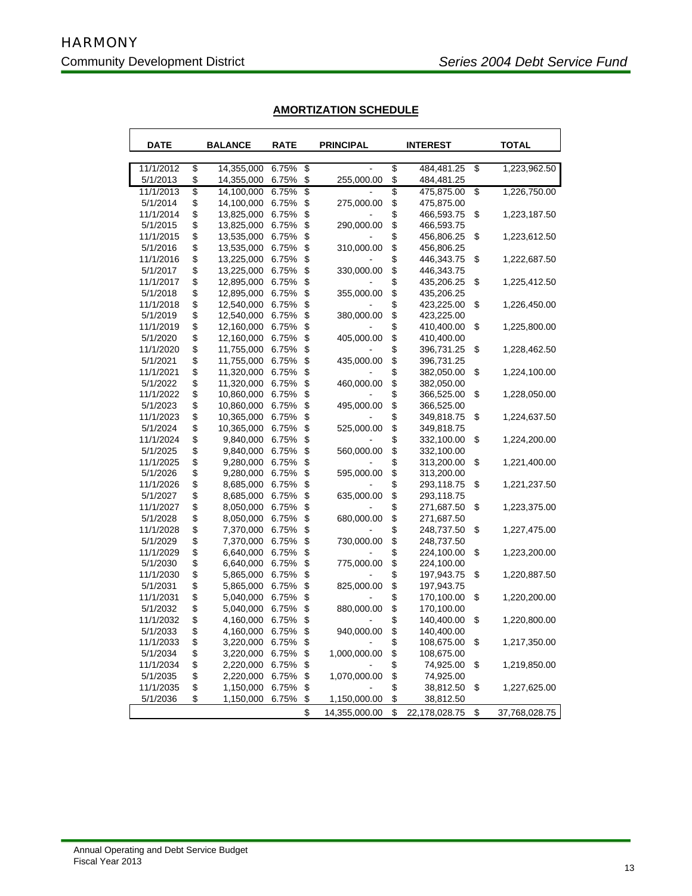# HARMONY

## Community Development District

*Series 2004 Debt Service Fund*

### AMORTIZATION SCHEDULE

| DATE | BALANCE | RATE | PRINCIPAL | INTEREST | TOTAL |
|---|---|---|---|---|---|
| 11/1/2012 | $ 14,355,000 | 6.75% | $ - | $ 484,481.25 | $ 1,223,962.50 |
| 5/1/2013 | $ 14,355,000 | 6.75% | $ 255,000.00 | $ 484,481.25 | |
| 11/1/2013 | $ 14,100,000 | 6.75% | $ - | $ 475,875.00 | $ 1,226,750.00 |
| 5/1/2014 | $ 14,100,000 | 6.75% | $ 275,000.00 | $ 475,875.00 | |
| 11/1/2014 | $ 13,825,000 | 6.75% | $ - | $ 466,593.75 | $ 1,223,187.50 |
| 5/1/2015 | $ 13,825,000 | 6.75% | $ 290,000.00 | $ 466,593.75 | |
| 11/1/2015 | $ 13,535,000 | 6.75% | $ - | $ 456,806.25 | $ 1,223,612.50 |
| 5/1/2016 | $ 13,535,000 | 6.75% | $ 310,000.00 | $ 456,806.25 | |
| 11/1/2016 | $ 13,225,000 | 6.75% | $ - | $ 446,343.75 | $ 1,222,687.50 |
| 5/1/2017 | $ 13,225,000 | 6.75% | $ 330,000.00 | $ 446,343.75 | |
| 11/1/2017 | $ 12,895,000 | 6.75% | $ - | $ 435,206.25 | $ 1,225,412.50 |
| 5/1/2018 | $ 12,895,000 | 6.75% | $ 355,000.00 | $ 435,206.25 | |
| 11/1/2018 | $ 12,540,000 | 6.75% | $ - | $ 423,225.00 | $ 1,226,450.00 |
| 5/1/2019 | $ 12,540,000 | 6.75% | $ 380,000.00 | $ 423,225.00 | |
| 11/1/2019 | $ 12,160,000 | 6.75% | $ - | $ 410,400.00 | $ 1,225,800.00 |
| 5/1/2020 | $ 12,160,000 | 6.75% | $ 405,000.00 | $ 410,400.00 | |
| 11/1/2020 | $ 11,755,000 | 6.75% | $ - | $ 396,731.25 | $ 1,228,462.50 |
| 5/1/2021 | $ 11,755,000 | 6.75% | $ 435,000.00 | $ 396,731.25 | |
| 11/1/2021 | $ 11,320,000 | 6.75% | $ - | $ 382,050.00 | $ 1,224,100.00 |
| 5/1/2022 | $ 11,320,000 | 6.75% | $ 460,000.00 | $ 382,050.00 | |
| 11/1/2022 | $ 10,860,000 | 6.75% | $ - | $ 366,525.00 | $ 1,228,050.00 |
| 5/1/2023 | $ 10,860,000 | 6.75% | $ 495,000.00 | $ 366,525.00 | |
| 11/1/2023 | $ 10,365,000 | 6.75% | $ - | $ 349,818.75 | $ 1,224,637.50 |
| 5/1/2024 | $ 10,365,000 | 6.75% | $ 525,000.00 | $ 349,818.75 | |
| 11/1/2024 | $ 9,840,000 | 6.75% | $ - | $ 332,100.00 | $ 1,224,200.00 |
| 5/1/2025 | $ 9,840,000 | 6.75% | $ 560,000.00 | $ 332,100.00 | |
| 11/1/2025 | $ 9,280,000 | 6.75% | $ - | $ 313,200.00 | $ 1,221,400.00 |
| 5/1/2026 | $ 9,280,000 | 6.75% | $ 595,000.00 | $ 313,200.00 | |
| 11/1/2026 | $ 8,685,000 | 6.75% | $ - | $ 293,118.75 | $ 1,221,237.50 |
| 5/1/2027 | $ 8,685,000 | 6.75% | $ 635,000.00 | $ 293,118.75 | |
| 11/1/2027 | $ 8,050,000 | 6.75% | $ - | $ 271,687.50 | $ 1,223,375.00 |
| 5/1/2028 | $ 8,050,000 | 6.75% | $ 680,000.00 | $ 271,687.50 | |
| 11/1/2028 | $ 7,370,000 | 6.75% | $ - | $ 248,737.50 | $ 1,227,475.00 |
| 5/1/2029 | $ 7,370,000 | 6.75% | $ 730,000.00 | $ 248,737.50 | |
| 11/1/2029 | $ 6,640,000 | 6.75% | $ - | $ 224,100.00 | $ 1,223,200.00 |
| 5/1/2030 | $ 6,640,000 | 6.75% | $ 775,000.00 | $ 224,100.00 | |
| 11/1/2030 | $ 5,865,000 | 6.75% | $ - | $ 197,943.75 | $ 1,220,887.50 |
| 5/1/2031 | $ 5,865,000 | 6.75% | $ 825,000.00 | $ 197,943.75 | |
| 11/1/2031 | $ 5,040,000 | 6.75% | $ - | $ 170,100.00 | $ 1,220,200.00 |
| 5/1/2032 | $ 5,040,000 | 6.75% | $ 880,000.00 | $ 170,100.00 | |
| 11/1/2032 | $ 4,160,000 | 6.75% | $ - | $ 140,400.00 | $ 1,220,800.00 |
| 5/1/2033 | $ 4,160,000 | 6.75% | $ 940,000.00 | $ 140,400.00 | |
| 11/1/2033 | $ 3,220,000 | 6.75% | $ - | $ 108,675.00 | $ 1,217,350.00 |
| 5/1/2034 | $ 3,220,000 | 6.75% | $ 1,000,000.00 | $ 108,675.00 | |
| 11/1/2034 | $ 2,220,000 | 6.75% | $ - | $ 74,925.00 | $ 1,219,850.00 |
| 5/1/2035 | $ 2,220,000 | 6.75% | $ 1,070,000.00 | $ 74,925.00 | |
| 11/1/2035 | $ 1,150,000 | 6.75% | $ - | $ 38,812.50 | $ 1,227,625.00 |
| 5/1/2036 | $ 1,150,000 | 6.75% | $ 1,150,000.00 | $ 38,812.50 | |
| | | | $ 14,355,000.00 | $ 22,178,028.75 | $ 37,768,028.75 |

Annual Operating and Debt Service Budget
Fiscal Year 2013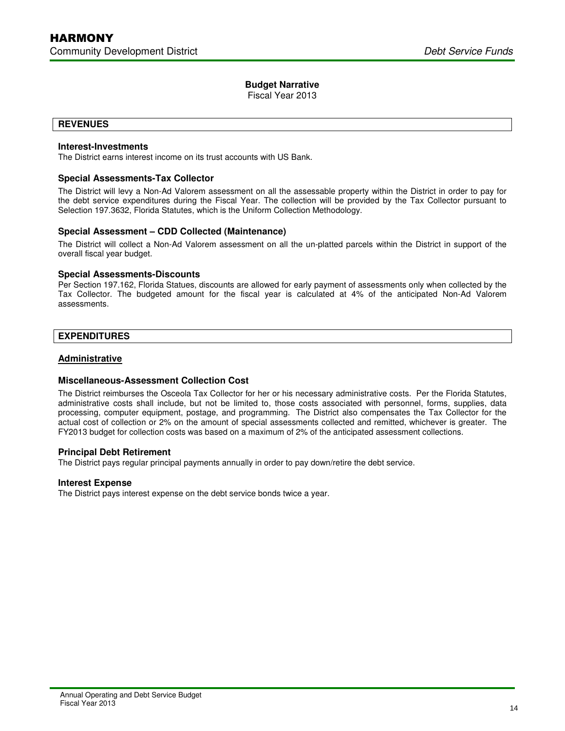# Budget Narrative

Fiscal Year 2013

## REVENUES

### Interest-Investments

The District earns interest income on its trust accounts with US Bank.

### Special Assessments-Tax Collector

The District will levy a Non-Ad Valorem assessment on all the assessable property within the District in order to pay for the debt service expenditures during the Fiscal Year. The collection will be provided by the Tax Collector pursuant to Selection 197.3632, Florida Statutes, which is the Uniform Collection Methodology.

### Special Assessment – CDD Collected (Maintenance)

The District will collect a Non-Ad Valorem assessment on all the un-platted parcels within the District in support of the overall fiscal year budget.

### Special Assessments-Discounts

Per Section 197.162, Florida Statues, discounts are allowed for early payment of assessments only when collected by the Tax Collector. The budgeted amount for the fiscal year is calculated at 4% of the anticipated Non-Ad Valorem assessments.

## EXPENDITURES

### <u>Administrative</u>

### Miscellaneous-Assessment Collection Cost

The District reimburses the Osceola Tax Collector for her or his necessary administrative costs. Per the Florida Statutes, administrative costs shall include, but not be limited to, those costs associated with personnel, forms, supplies, data processing, computer equipment, postage, and programming. The District also compensates the Tax Collector for the actual cost of collection or 2% on the amount of special assessments collected and remitted, whichever is greater. The FY2013 budget for collection costs was based on a maximum of 2% of the anticipated assessment collections.

### Principal Debt Retirement

The District pays regular principal payments annually in order to pay down/retire the debt service.

### Interest Expense

The District pays interest expense on the debt service bonds twice a year.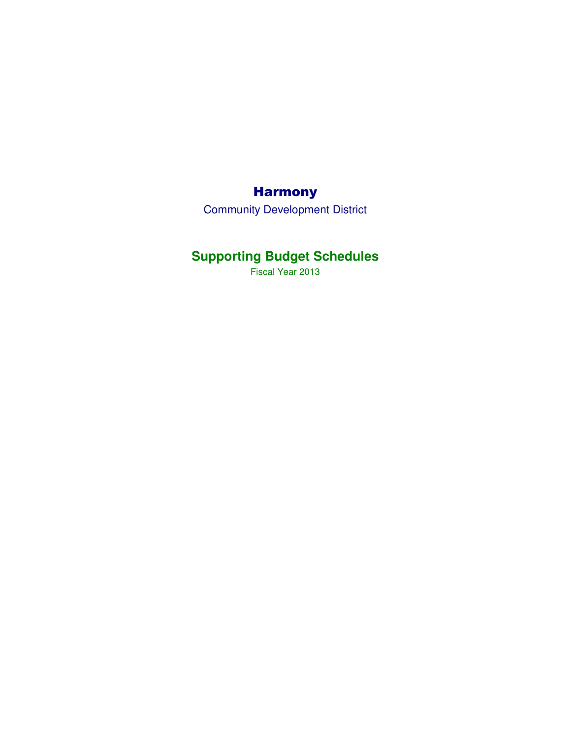# Harmony

Community Development District

## Supporting Budget Schedules

Fiscal Year 2013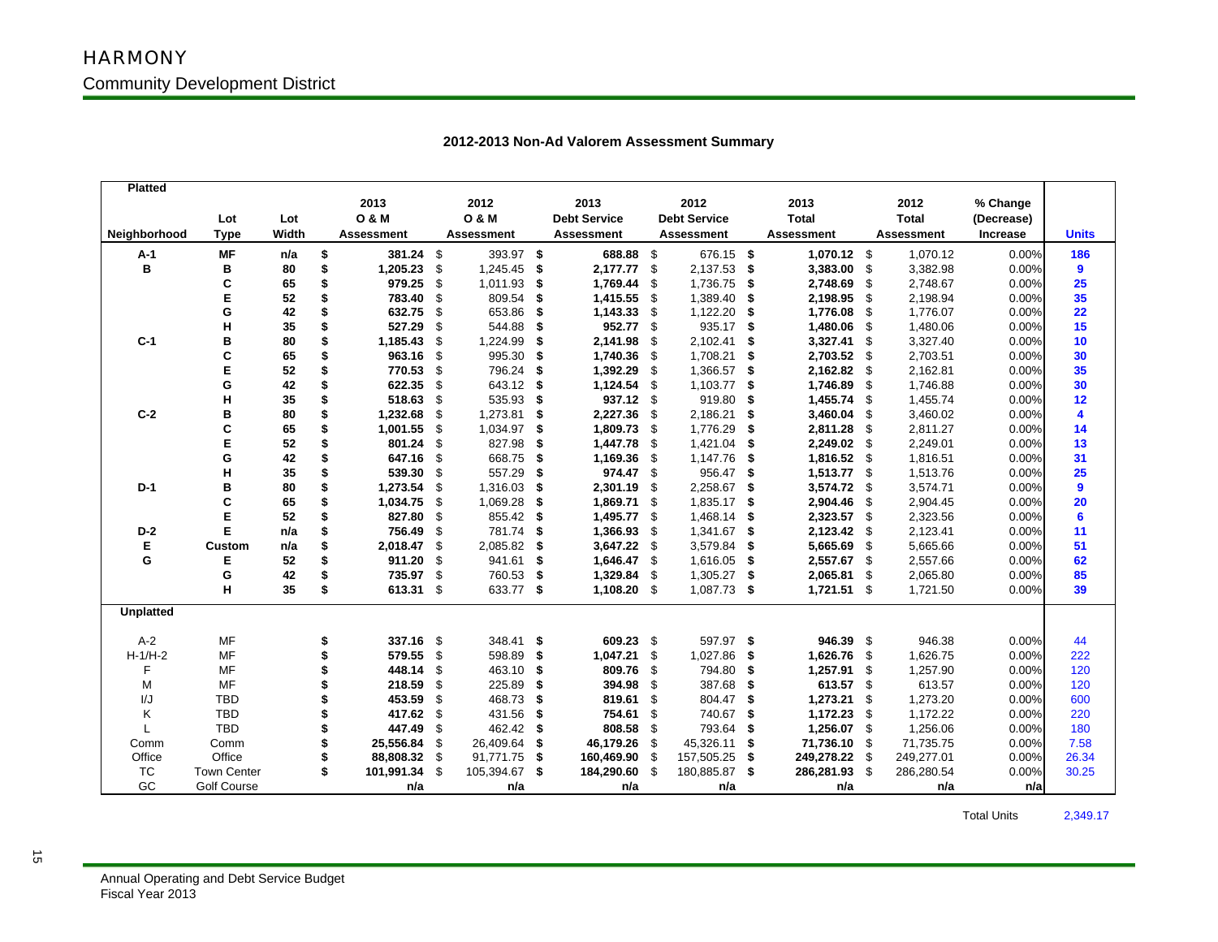# HARMONY

## Community Development District

### 2012-2013 Non-Ad Valorem Assessment Summary

| Neighborhood | Lot Type | Lot Width | 2013 O & M Assessment | 2012 O & M Assessment | 2013 Debt Service Assessment | 2012 Debt Service Assessment | 2013 Total Assessment | 2012 Total Assessment | % Change (Decrease) Increase | Units |
|---|---|---|---|---|---|---|---|---|---|---|
| **Platted** | | | | | | | | | | |
| **A-1** | **MF** | **n/a** | **$ 381.24** | $ 393.97 | **$ 688.88** | $ 676.15 | **$ 1,070.12** | $ 1,070.12 | 0.00% | **186** |
| **B** | **B** | **80** | **$ 1,205.23** | $ 1,245.45 | **$ 2,177.77** | $ 2,137.53 | **$ 3,383.00** | $ 3,382.98 | 0.00% | **9** |
| | **C** | **65** | **$ 979.25** | $ 1,011.93 | **$ 1,769.44** | $ 1,736.75 | **$ 2,748.69** | $ 2,748.67 | 0.00% | **25** |
| | **E** | **52** | **$ 783.40** | $ 809.54 | **$ 1,415.55** | $ 1,389.40 | **$ 2,198.95** | $ 2,198.94 | 0.00% | **35** |
| | **G** | **42** | **$ 632.75** | $ 653.86 | **$ 1,143.33** | $ 1,122.20 | **$ 1,776.08** | $ 1,776.07 | 0.00% | **22** |
| | **H** | **35** | **$ 527.29** | $ 544.88 | **$ 952.77** | $ 935.17 | **$ 1,480.06** | $ 1,480.06 | 0.00% | **15** |
| **C-1** | **B** | **80** | **$ 1,185.43** | $ 1,224.99 | **$ 2,141.98** | $ 2,102.41 | **$ 3,327.41** | $ 3,327.40 | 0.00% | **10** |
| | **C** | **65** | **$ 963.16** | $ 995.30 | **$ 1,740.36** | $ 1,708.21 | **$ 2,703.52** | $ 2,703.51 | 0.00% | **30** |
| | **E** | **52** | **$ 770.53** | $ 796.24 | **$ 1,392.29** | $ 1,366.57 | **$ 2,162.82** | $ 2,162.81 | 0.00% | **35** |
| | **G** | **42** | **$ 622.35** | $ 643.12 | **$ 1,124.54** | $ 1,103.77 | **$ 1,746.89** | $ 1,746.88 | 0.00% | **30** |
| | **H** | **35** | **$ 518.63** | $ 535.93 | **$ 937.12** | $ 919.80 | **$ 1,455.74** | $ 1,455.74 | 0.00% | **12** |
| **C-2** | **B** | **80** | **$ 1,232.68** | $ 1,273.81 | **$ 2,227.36** | $ 2,186.21 | **$ 3,460.04** | $ 3,460.02 | 0.00% | **4** |
| | **C** | **65** | **$ 1,001.55** | $ 1,034.97 | **$ 1,809.73** | $ 1,776.29 | **$ 2,811.28** | $ 2,811.27 | 0.00% | **14** |
| | **E** | **52** | **$ 801.24** | $ 827.98 | **$ 1,447.78** | $ 1,421.04 | **$ 2,249.02** | $ 2,249.01 | 0.00% | **13** |
| | **G** | **42** | **$ 647.16** | $ 668.75 | **$ 1,169.36** | $ 1,147.76 | **$ 1,816.52** | $ 1,816.51 | 0.00% | **31** |
| | **H** | **35** | **$ 539.30** | $ 557.29 | **$ 974.47** | $ 956.47 | **$ 1,513.77** | $ 1,513.76 | 0.00% | **25** |
| **D-1** | **B** | **80** | **$ 1,273.54** | $ 1,316.03 | **$ 2,301.19** | $ 2,258.67 | **$ 3,574.72** | $ 3,574.71 | 0.00% | **9** |
| | **C** | **65** | **$ 1,034.75** | $ 1,069.28 | **$ 1,869.71** | $ 1,835.17 | **$ 2,904.46** | $ 2,904.45 | 0.00% | **20** |
| | **E** | **52** | **$ 827.80** | $ 855.42 | **$ 1,495.77** | $ 1,468.14 | **$ 2,323.57** | $ 2,323.56 | 0.00% | **6** |
| **D-2** | **E** | **n/a** | **$ 756.49** | $ 781.74 | **$ 1,366.93** | $ 1,341.67 | **$ 2,123.42** | $ 2,123.41 | 0.00% | **11** |
| **E** | **Custom** | **n/a** | **$ 2,018.47** | $ 2,085.82 | **$ 3,647.22** | $ 3,579.84 | **$ 5,665.69** | $ 5,665.66 | 0.00% | **51** |
| **G** | **E** | **52** | **$ 911.20** | $ 941.61 | **$ 1,646.47** | $ 1,616.05 | **$ 2,557.67** | $ 2,557.66 | 0.00% | **62** |
| | **G** | **42** | **$ 735.97** | $ 760.53 | **$ 1,329.84** | $ 1,305.27 | **$ 2,065.81** | $ 2,065.80 | 0.00% | **85** |
| | **H** | **35** | **$ 613.31** | $ 633.77 | **$ 1,108.20** | $ 1,087.73 | **$ 1,721.51** | $ 1,721.50 | 0.00% | **39** |
| **Unplatted** | | | | | | | | | | |
| A-2 | MF | | **$ 337.16** | $ 348.41 | **$ 609.23** | $ 597.97 | **$ 946.39** | $ 946.38 | 0.00% | 44 |
| H-1/H-2 | MF | | **$ 579.55** | $ 598.89 | **$ 1,047.21** | $ 1,027.86 | **$ 1,626.76** | $ 1,626.75 | 0.00% | 222 |
| F | MF | | **$ 448.14** | $ 463.10 | **$ 809.76** | $ 794.80 | **$ 1,257.91** | $ 1,257.90 | 0.00% | 120 |
| M | MF | | **$ 218.59** | $ 225.89 | **$ 394.98** | $ 387.68 | **$ 613.57** | $ 613.57 | 0.00% | 120 |
| I/J | TBD | | **$ 453.59** | $ 468.73 | **$ 819.61** | $ 804.47 | **$ 1,273.21** | $ 1,273.20 | 0.00% | 600 |
| K | TBD | | **$ 417.62** | $ 431.56 | **$ 754.61** | $ 740.67 | **$ 1,172.23** | $ 1,172.22 | 0.00% | 220 |
| L | TBD | | **$ 447.49** | $ 462.42 | **$ 808.58** | $ 793.64 | **$ 1,256.07** | $ 1,256.06 | 0.00% | 180 |
| Comm | Comm | | **$ 25,556.84** | $ 26,409.64 | **$ 46,179.26** | $ 45,326.11 | **$ 71,736.10** | $ 71,735.75 | 0.00% | 7.58 |
| Office | Office | | **$ 88,808.32** | $ 91,771.75 | **$ 160,469.90** | $ 157,505.25 | **$ 249,278.22** | $ 249,277.01 | 0.00% | 26.34 |
| TC | Town Center | | **$ 101,991.34** | $ 105,394.67 | **$ 184,290.60** | $ 180,885.87 | **$ 286,281.93** | $ 286,280.54 | 0.00% | 30.25 |
| GC | Golf Course | | **n/a** | n/a | **n/a** | n/a | **n/a** | n/a | n/a | |
| | | | | | | | | | Total Units | 2,349.17 |

Annual Operating and Debt Service Budget
Fiscal Year 2013